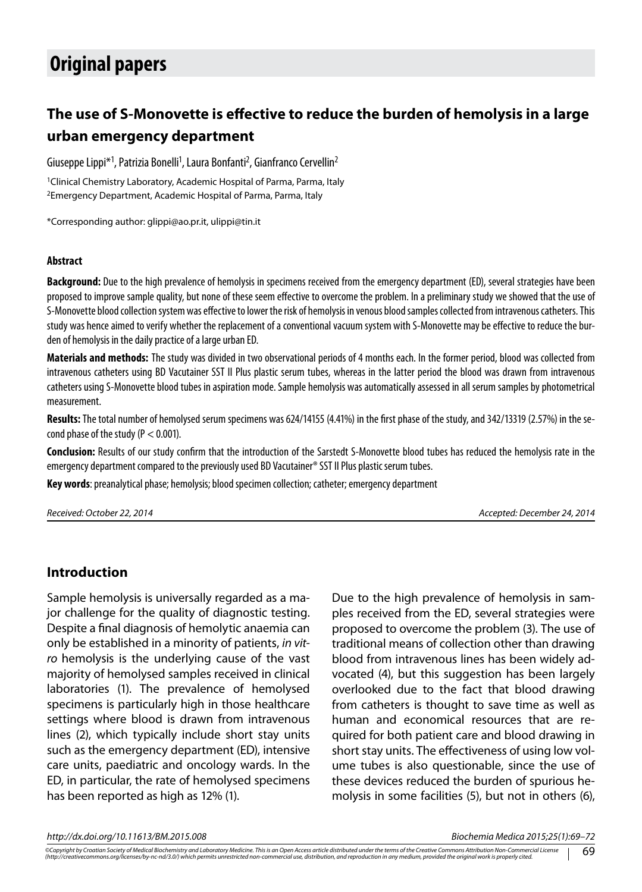# Original papers

## The use of S-Monovette is effective to reduce the burden of hemolysis in a large urban emergency department

Giuseppe Lippi*[1], Patrizia Bonelli[1], Laura Bonfanti[2], Gianfranco Cervellin[2]

[1]Clinical Chemistry Laboratory, Academic Hospital of Parma, Parma, Italy
[2]Emergency Department, Academic Hospital of Parma, Parma, Italy

*Corresponding author: glippi@ao.pr.it, ulippi@tin.it

#### Abstract

**Background:** Due to the high prevalence of hemolysis in specimens received from the emergency department (ED), several strategies have been proposed to improve sample quality, but none of these seem effective to overcome the problem. In a preliminary study we showed that the use of S-Monovette blood collection system was effective to lower the risk of hemolysis in venous blood samples collected from intravenous catheters. This study was hence aimed to verify whether the replacement of a conventional vacuum system with S-Monovette may be effective to reduce the burden of hemolysis in the daily practice of a large urban ED.

**Materials and methods:** The study was divided in two observational periods of 4 months each. In the former period, blood was collected from intravenous catheters using BD Vacutainer SST II Plus plastic serum tubes, whereas in the latter period the blood was drawn from intravenous catheters using S-Monovette blood tubes in aspiration mode. Sample hemolysis was automatically assessed in all serum samples by photometrical measurement.

**Results:** The total number of hemolysed serum specimens was 624/14155 (4.41%) in the first phase of the study, and 342/13319 (2.57%) in the second phase of the study ($P < 0.001$).

**Conclusion:** Results of our study confirm that the introduction of the Sarstedt S-Monovette blood tubes has reduced the hemolysis rate in the emergency department compared to the previously used BD Vacutainer® SST II Plus plastic serum tubes.

**Key words**: preanalytical phase; hemolysis; blood specimen collection; catheter; emergency department

*Received: October 22, 2014* *Accepted: December 24, 2014*

## Introduction

Sample hemolysis is universally regarded as a major challenge for the quality of diagnostic testing. Despite a final diagnosis of hemolytic anaemia can only be established in a minority of patients, *in vitro* hemolysis is the underlying cause of the vast majority of hemolysed samples received in clinical laboratories (1). The prevalence of hemolysed specimens is particularly high in those healthcare settings where blood is drawn from intravenous lines (2), which typically include short stay units such as the emergency department (ED), intensive care units, paediatric and oncology wards. In the ED, in particular, the rate of hemolysed specimens has been reported as high as 12% (1).

Due to the high prevalence of hemolysis in samples received from the ED, several strategies were proposed to overcome the problem (3). The use of traditional means of collection other than drawing blood from intravenous lines has been widely advocated (4), but this suggestion has been largely overlooked due to the fact that blood drawing from catheters is thought to save time as well as human and economical resources that are required for both patient care and blood drawing in short stay units. The effectiveness of using low volume tubes is also questionable, since the use of these devices reduced the burden of spurious hemolysis in some facilities (5), but not in others (6),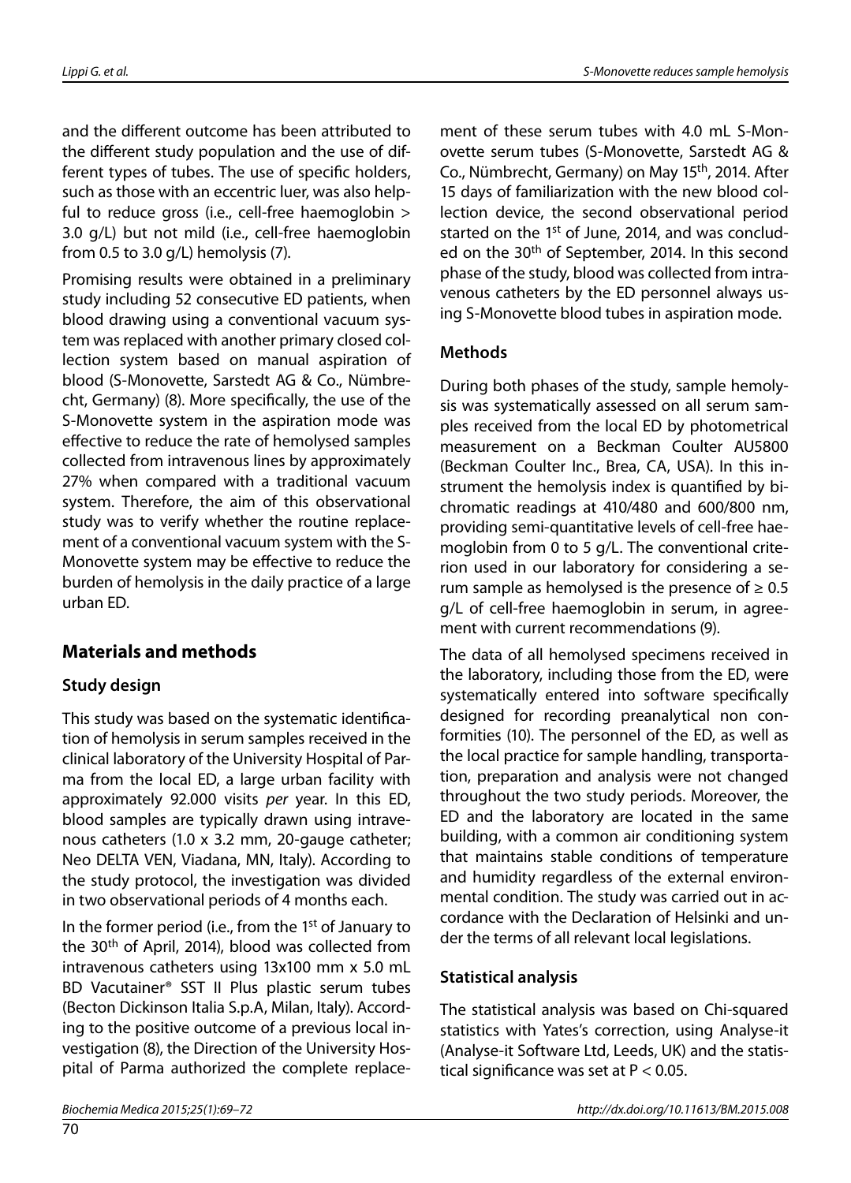and the different outcome has been attributed to the different study population and the use of different types of tubes. The use of specific holders, such as those with an eccentric luer, was also helpful to reduce gross (i.e., cell-free haemoglobin > 3.0 g/L) but not mild (i.e., cell-free haemoglobin from 0.5 to 3.0 g/L) hemolysis (7).

Promising results were obtained in a preliminary study including 52 consecutive ED patients, when blood drawing using a conventional vacuum system was replaced with another primary closed collection system based on manual aspiration of blood (S-Monovette, Sarstedt AG & Co., Nümbrecht, Germany) (8). More specifically, the use of the S-Monovette system in the aspiration mode was effective to reduce the rate of hemolysed samples collected from intravenous lines by approximately 27% when compared with a traditional vacuum system. Therefore, the aim of this observational study was to verify whether the routine replacement of a conventional vacuum system with the S-Monovette system may be effective to reduce the burden of hemolysis in the daily practice of a large urban ED.

## Materials and methods

### Study design

This study was based on the systematic identification of hemolysis in serum samples received in the clinical laboratory of the University Hospital of Parma from the local ED, a large urban facility with approximately 92.000 visits *per* year. In this ED, blood samples are typically drawn using intravenous catheters (1.0 x 3.2 mm, 20-gauge catheter; Neo DELTA VEN, Viadana, MN, Italy). According to the study protocol, the investigation was divided in two observational periods of 4 months each.

In the former period (i.e., from the 1st of January to the 30th of April, 2014), blood was collected from intravenous catheters using 13x100 mm x 5.0 mL BD Vacutainer® SST II Plus plastic serum tubes (Becton Dickinson Italia S.p.A, Milan, Italy). According to the positive outcome of a previous local investigation (8), the Direction of the University Hospital of Parma authorized the complete replacement of these serum tubes with 4.0 mL S-Monovette serum tubes (S-Monovette, Sarstedt AG & Co., Nümbrecht, Germany) on May 15th, 2014. After 15 days of familiarization with the new blood collection device, the second observational period started on the 1st of June, 2014, and was concluded on the 30th of September, 2014. In this second phase of the study, blood was collected from intravenous catheters by the ED personnel always using S-Monovette blood tubes in aspiration mode.

### Methods

During both phases of the study, sample hemolysis was systematically assessed on all serum samples received from the local ED by photometrical measurement on a Beckman Coulter AU5800 (Beckman Coulter Inc., Brea, CA, USA). In this instrument the hemolysis index is quantified by bichromatic readings at 410/480 and 600/800 nm, providing semi-quantitative levels of cell-free haemoglobin from 0 to 5 g/L. The conventional criterion used in our laboratory for considering a serum sample as hemolysed is the presence of ≥ 0.5 g/L of cell-free haemoglobin in serum, in agreement with current recommendations (9).

The data of all hemolysed specimens received in the laboratory, including those from the ED, were systematically entered into software specifically designed for recording preanalytical non conformities (10). The personnel of the ED, as well as the local practice for sample handling, transportation, preparation and analysis were not changed throughout the two study periods. Moreover, the ED and the laboratory are located in the same building, with a common air conditioning system that maintains stable conditions of temperature and humidity regardless of the external environmental condition. The study was carried out in accordance with the Declaration of Helsinki and under the terms of all relevant local legislations.

### Statistical analysis

The statistical analysis was based on Chi-squared statistics with Yates's correction, using Analyse-it (Analyse-it Software Ltd, Leeds, UK) and the statistical significance was set at $P < 0.05$.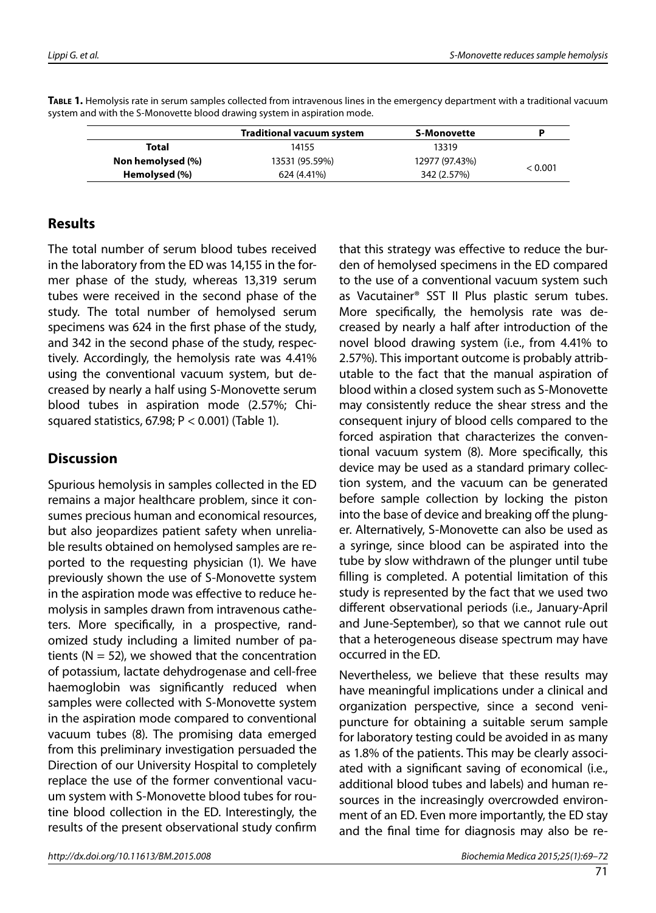**Table 1.** Hemolysis rate in serum samples collected from intravenous lines in the emergency department with a traditional vacuum system and with the S-Monovette blood drawing system in aspiration mode.

| | Traditional vacuum system | S-Monovette | P |
|---|---|---|---|
| **Total** | 14155 | 13319 | |
| **Non hemolysed (%)** | 13531 (95.59%) | 12977 (97.43%) | < 0.001 |
| **Hemolysed (%)** | 624 (4.41%) | 342 (2.57%) | |

## Results

The total number of serum blood tubes received in the laboratory from the ED was 14,155 in the former phase of the study, whereas 13,319 serum tubes were received in the second phase of the study. The total number of hemolysed serum specimens was 624 in the first phase of the study, and 342 in the second phase of the study, respectively. Accordingly, the hemolysis rate was 4.41% using the conventional vacuum system, but decreased by nearly a half using S-Monovette serum blood tubes in aspiration mode (2.57%; Chi-squared statistics, 67.98; $P < 0.001$) (Table 1).

## Discussion

Spurious hemolysis in samples collected in the ED remains a major healthcare problem, since it consumes precious human and economical resources, but also jeopardizes patient safety when unreliable results obtained on hemolysed samples are reported to the requesting physician (1). We have previously shown the use of S-Monovette system in the aspiration mode was effective to reduce hemolysis in samples drawn from intravenous catheters. More specifically, in a prospective, randomized study including a limited number of patients ($N = 52$), we showed that the concentration of potassium, lactate dehydrogenase and cell-free haemoglobin was significantly reduced when samples were collected with S-Monovette system in the aspiration mode compared to conventional vacuum tubes (8). The promising data emerged from this preliminary investigation persuaded the Direction of our University Hospital to completely replace the use of the former conventional vacuum system with S-Monovette blood tubes for routine blood collection in the ED. Interestingly, the results of the present observational study confirm that this strategy was effective to reduce the burden of hemolysed specimens in the ED compared to the use of a conventional vacuum system such as Vacutainer® SST II Plus plastic serum tubes. More specifically, the hemolysis rate was decreased by nearly a half after introduction of the novel blood drawing system (i.e., from 4.41% to 2.57%). This important outcome is probably attributable to the fact that the manual aspiration of blood within a closed system such as S-Monovette may consistently reduce the shear stress and the consequent injury of blood cells compared to the forced aspiration that characterizes the conventional vacuum system (8). More specifically, this device may be used as a standard primary collection system, and the vacuum can be generated before sample collection by locking the piston into the base of device and breaking off the plunger. Alternatively, S-Monovette can also be used as a syringe, since blood can be aspirated into the tube by slow withdrawn of the plunger until tube filling is completed. A potential limitation of this study is represented by the fact that we used two different observational periods (i.e., January-April and June-September), so that we cannot rule out that a heterogeneous disease spectrum may have occurred in the ED.

Nevertheless, we believe that these results may have meaningful implications under a clinical and organization perspective, since a second venipuncture for obtaining a suitable serum sample for laboratory testing could be avoided in as many as 1.8% of the patients. This may be clearly associated with a significant saving of economical (i.e., additional blood tubes and labels) and human resources in the increasingly overcrowded environment of an ED. Even more importantly, the ED stay and the final time for diagnosis may also be re-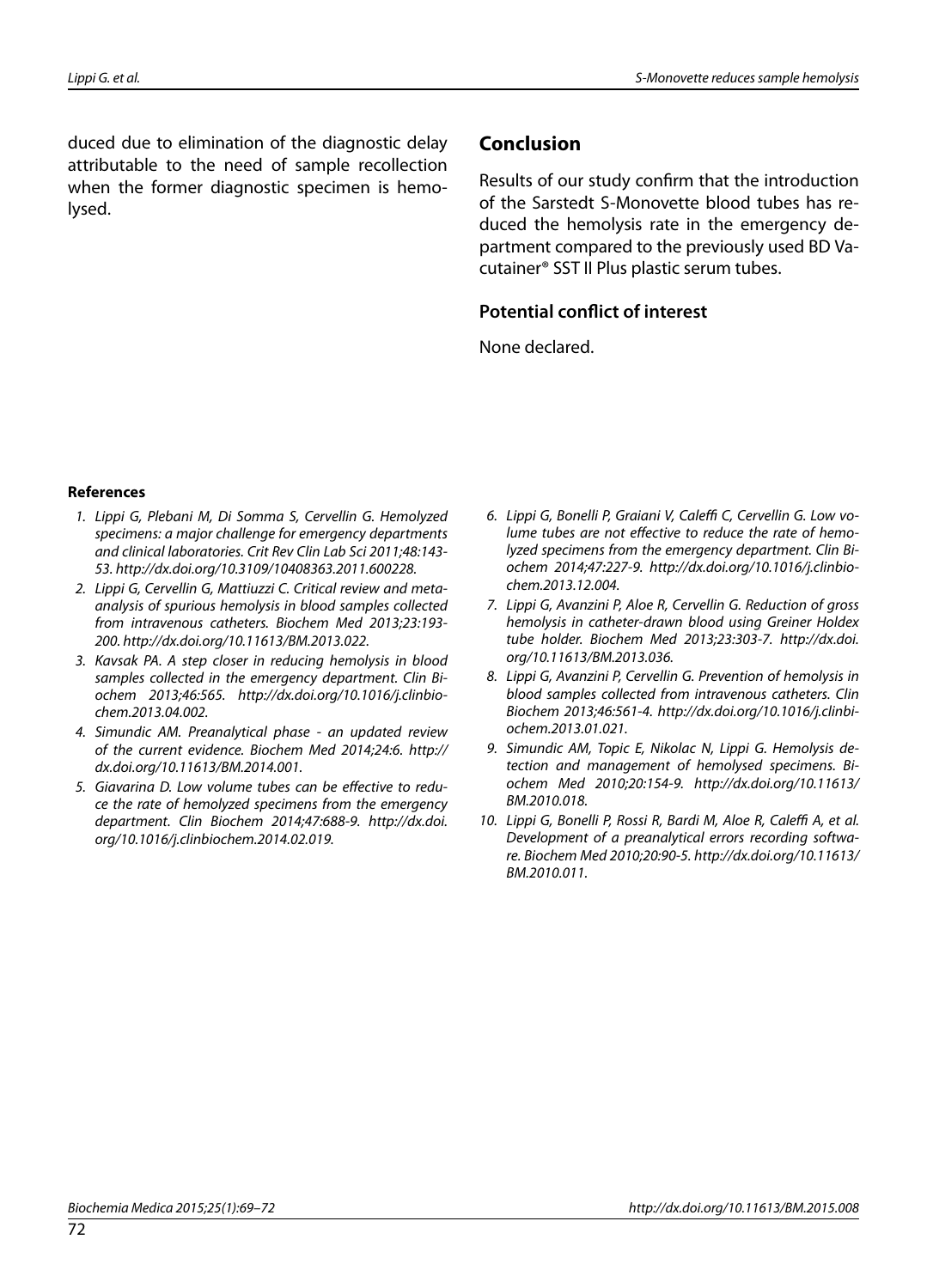duced due to elimination of the diagnostic delay attributable to the need of sample recollection when the former diagnostic specimen is hemolysed.

## Conclusion

Results of our study confirm that the introduction of the Sarstedt S-Monovette blood tubes has reduced the hemolysis rate in the emergency department compared to the previously used BD Vacutainer® SST II Plus plastic serum tubes.

### Potential conflict of interest

None declared.

#### References

1. *Lippi G, Plebani M, Di Somma S, Cervellin G. Hemolyzed specimens: a major challenge for emergency departments and clinical laboratories. Crit Rev Clin Lab Sci 2011;48:143-53. http://dx.doi.org/10.3109/10408363.2011.600228.*
2. *Lippi G, Cervellin G, Mattiuzzi C. Critical review and meta-analysis of spurious hemolysis in blood samples collected from intravenous catheters. Biochem Med 2013;23:193-200. http://dx.doi.org/10.11613/BM.2013.022.*
3. *Kavsak PA. A step closer in reducing hemolysis in blood samples collected in the emergency department. Clin Biochem 2013;46:565. http://dx.doi.org/10.1016/j.clinbiochem.2013.04.002.*
4. *Simundic AM. Preanalytical phase - an updated review of the current evidence. Biochem Med 2014;24:6. http://dx.doi.org/10.11613/BM.2014.001.*
5. *Giavarina D. Low volume tubes can be effective to reduce the rate of hemolyzed specimens from the emergency department. Clin Biochem 2014;47:688-9. http://dx.doi.org/10.1016/j.clinbiochem.2014.02.019.*
6. *Lippi G, Bonelli P, Graiani V, Caleffi C, Cervellin G. Low volume tubes are not effective to reduce the rate of hemolyzed specimens from the emergency department. Clin Biochem 2014;47:227-9. http://dx.doi.org/10.1016/j.clinbiochem.2013.12.004.*
7. *Lippi G, Avanzini P, Aloe R, Cervellin G. Reduction of gross hemolysis in catheter-drawn blood using Greiner Holdex tube holder. Biochem Med 2013;23:303-7. http://dx.doi.org/10.11613/BM.2013.036.*
8. *Lippi G, Avanzini P, Cervellin G. Prevention of hemolysis in blood samples collected from intravenous catheters. Clin Biochem 2013;46:561-4. http://dx.doi.org/10.1016/j.clinbiochem.2013.01.021.*
9. *Simundic AM, Topic E, Nikolac N, Lippi G. Hemolysis detection and management of hemolysed specimens. Biochem Med 2010;20:154-9. http://dx.doi.org/10.11613/BM.2010.018.*
10. *Lippi G, Bonelli P, Rossi R, Bardi M, Aloe R, Caleffi A, et al. Development of a preanalytical errors recording software. Biochem Med 2010;20:90-5. http://dx.doi.org/10.11613/BM.2010.011.*